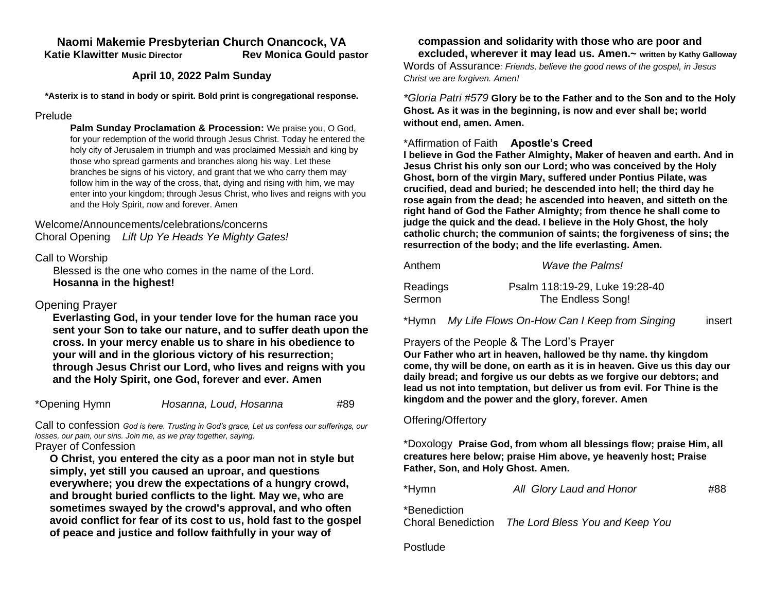# Naomi Makemie Presbyterian Church Onancock, VA

**Katie Klawitter Music Director** **Rev Monica Gould pastor**

## April 10, 2022 Palm Sunday

**\*Asterix is to stand in body or spirit. Bold print is congregational response.**

Prelude

**Palm Sunday Proclamation & Procession:** We praise you, O God, for your redemption of the world through Jesus Christ. Today he entered the holy city of Jerusalem in triumph and was proclaimed Messiah and king by those who spread garments and branches along his way. Let these branches be signs of his victory, and grant that we who carry them may follow him in the way of the cross, that, dying and rising with him, we may enter into your kingdom; through Jesus Christ, who lives and reigns with you and the Holy Spirit, now and forever. Amen

Welcome/Announcements/celebrations/concerns

Choral Opening *Lift Up Ye Heads Ye Mighty Gates!*

Call to Worship

Blessed is the one who comes in the name of the Lord.
**Hosanna in the highest!**

Opening Prayer

**Everlasting God, in your tender love for the human race you sent your Son to take our nature, and to suffer death upon the cross. In your mercy enable us to share in his obedience to your will and in the glorious victory of his resurrection; through Jesus Christ our Lord, who lives and reigns with you and the Holy Spirit, one God, forever and ever. Amen**

\*Opening Hymn *Hosanna, Loud, Hosanna* #89

Call to confession *God is here. Trusting in God's grace, Let us confess our sufferings, our losses, our pain, our sins. Join me, as we pray together, saying,*

Prayer of Confession

**O Christ, you entered the city as a poor man not in style but simply, yet still you caused an uproar, and questions everywhere; you drew the expectations of a hungry crowd, and brought buried conflicts to the light. May we, who are sometimes swayed by the crowd's approval, and who often avoid conflict for fear of its cost to us, hold fast to the gospel of peace and justice and follow faithfully in your way of compassion and solidarity with those who are poor and excluded, wherever it may lead us. Amen.~** **written by Kathy Galloway**

Words of Assurance*: Friends, believe the good news of the gospel, in Jesus Christ we are forgiven. Amen!*

\**Gloria Patri #579* **Glory be to the Father and to the Son and to the Holy Ghost. As it was in the beginning, is now and ever shall be; world without end, amen. Amen.**

\*Affirmation of Faith **Apostle's Creed**

**I believe in God the Father Almighty, Maker of heaven and earth. And in Jesus Christ his only son our Lord; who was conceived by the Holy Ghost, born of the virgin Mary, suffered under Pontius Pilate, was crucified, dead and buried; he descended into hell; the third day he rose again from the dead; he ascended into heaven, and sitteth on the right hand of God the Father Almighty; from thence he shall come to judge the quick and the dead. I believe in the Holy Ghost, the holy catholic church; the communion of saints; the forgiveness of sins; the resurrection of the body; and the life everlasting. Amen.**

Anthem *Wave the Palms!*

Readings Psalm 118:19-29, Luke 19:28-40

Sermon The Endless Song!

\*Hymn *My Life Flows On-How Can I Keep from Singing* insert

Prayers of the People & The Lord's Prayer

**Our Father who art in heaven, hallowed be thy name. thy kingdom come, thy will be done, on earth as it is in heaven. Give us this day our daily bread; and forgive us our debts as we forgive our debtors; and lead us not into temptation, but deliver us from evil. For Thine is the kingdom and the power and the glory, forever. Amen**

Offering/Offertory

\*Doxology **Praise God, from whom all blessings flow; praise Him, all creatures here below; praise Him above, ye heavenly host; Praise Father, Son, and Holy Ghost. Amen.**

\*Hymn *All Glory Laud and Honor* #88

\*Benediction

Choral Benediction *The Lord Bless You and Keep You*

Postlude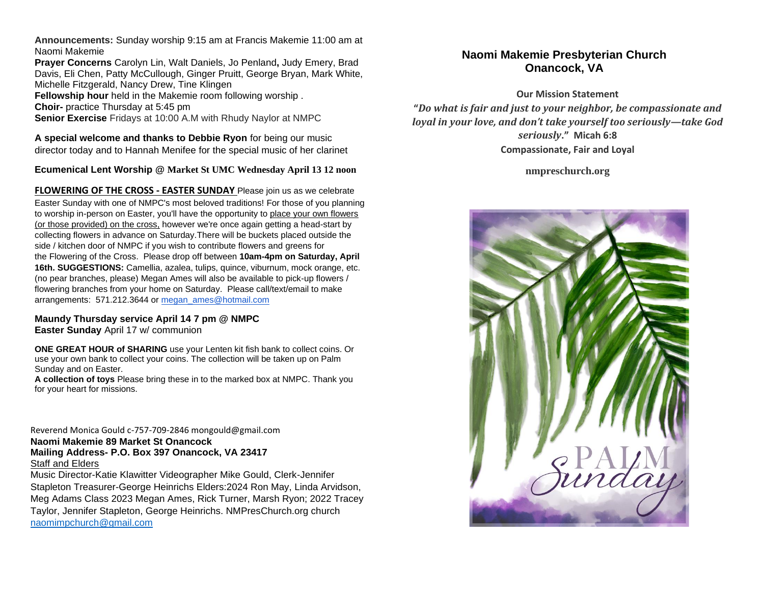**Announcements:** Sunday worship 9:15 am at Francis Makemie 11:00 am at Naomi Makemie
**Prayer Concerns** Carolyn Lin, Walt Daniels, Jo Penland**,** Judy Emery, Brad Davis, Eli Chen, Patty McCullough, Ginger Pruitt, George Bryan, Mark White, Michelle Fitzgerald, Nancy Drew, Tine Klingen
**Fellowship hour** held in the Makemie room following worship .
**Choir-** practice Thursday at 5:45 pm
**Senior Exercise** Fridays at 10:00 A.M with Rhudy Naylor at NMPC

**A special welcome and thanks to Debbie Ryon** for being our music director today and to Hannah Menifee for the special music of her clarinet

**Ecumenical Lent Worship @ Market St UMC Wednesday April 13 12 noon**

**FLOWERING OF THE CROSS - EASTER SUNDAY** Please join us as we celebrate Easter Sunday with one of NMPC's most beloved traditions! For those of you planning to worship in-person on Easter, you'll have the opportunity to place your own flowers (or those provided) on the cross, however we're once again getting a head-start by collecting flowers in advance on Saturday.There will be buckets placed outside the side / kitchen door of NMPC if you wish to contribute flowers and greens for the Flowering of the Cross. Please drop off between **10am-4pm on Saturday, April 16th. SUGGESTIONS:** Camellia, azalea, tulips, quince, viburnum, mock orange, etc. (no pear branches, please) Megan Ames will also be available to pick-up flowers / flowering branches from your home on Saturday. Please call/text/email to make arrangements: 571.212.3644 or megan_ames@hotmail.com

**Maundy Thursday service April 14 7 pm @ NMPC**
**Easter Sunday** April 17 w/ communion

**ONE GREAT HOUR of SHARING** use your Lenten kit fish bank to collect coins. Or use your own bank to collect your coins. The collection will be taken up on Palm Sunday and on Easter.
**A collection of toys** Please bring these in to the marked box at NMPC. Thank you for your heart for missions.

Reverend Monica Gould c-757-709-2846 mongould@gmail.com
**Naomi Makemie 89 Market St Onancock**
**Mailing Address- P.O. Box 397 Onancock, VA 23417**
Staff and Elders
Music Director-Katie Klawitter Videographer Mike Gould, Clerk-Jennifer Stapleton Treasurer-George Heinrichs Elders:2024 Ron May, Linda Arvidson, Meg Adams Class 2023 Megan Ames, Rick Turner, Marsh Ryon; 2022 Tracey Taylor, Jennifer Stapleton, George Heinrichs. NMPresChurch.org church naomimpchurch@gmail.com

## Naomi Makemie Presbyterian Church
## Onancock, VA

**Our Mission Statement**

***"Do what is fair and just to your neighbor, be compassionate and loyal in your love, and don't take yourself too seriously—take God seriously."*** **Micah 6:8**

**Compassionate, Fair and Loyal**

**nmpreschurch.org**

PALM Sunday